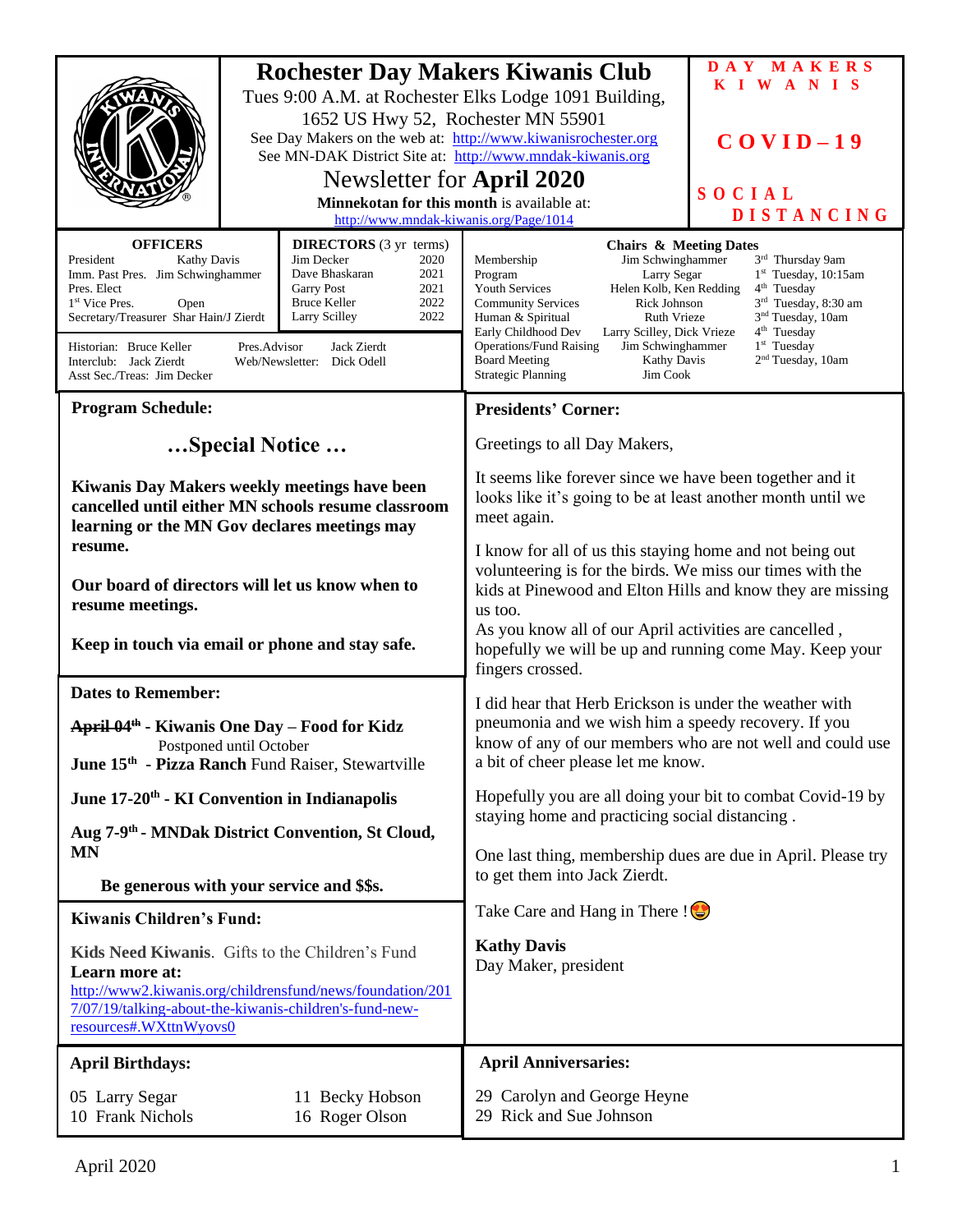# Rochester Day Makers Kiwanis Club

Tues 9:00 A.M. at Rochester Elks Lodge 1091 Building, 1652 US Hwy 52, Rochester MN 55901

See Day Makers on the web at: http://www.kiwanisrochester.org

See MN-DAK District Site at: http://www.mndak-kiwanis.org

## Newsletter for April 2020

**Minnekotan for this month** is available at: http://www.mndak-kiwanis.org/Page/1014

**DAY MAKERS KIWANIS**

**COVID–19**

**SOCIAL DISTANCING**

| OFFICERS | |
|---|---|
| President | Kathy Davis |
| Imm. Past Pres. | Jim Schwinghammer |
| Pres. Elect | |
| 1st Vice Pres. | Open |
| Secretary/Treasurer | Shar Hain/J Zierdt |

| DIRECTORS (3 yr terms) | |
|---|---|
| Jim Decker | 2020 |
| Dave Bhaskaran | 2021 |
| Garry Post | 2021 |
| Bruce Keller | 2022 |
| Larry Scilley | 2022 |

Historian: Bruce Keller — Pres.Advisor: Jack Zierdt
Interclub: Jack Zierdt — Web/Newsletter: Dick Odell
Asst Sec./Treas: Jim Decker

| Chairs & Meeting Dates | | |
|---|---|---|
| Membership | Jim Schwinghammer | 3rd Thursday 9am |
| Program | Larry Segar | 1st Tuesday, 10:15am |
| Youth Services | Helen Kolb, Ken Redding | 4th Tuesday |
| Community Services | Rick Johnson | 3rd Tuesday, 8:30 am |
| Human & Spiritual | Ruth Vrieze | 3nd Tuesday, 10am |
| Early Childhood Dev | Larry Scilley, Dick Vrieze | 4th Tuesday |
| Operations/Fund Raising | Jim Schwinghammer | 1st Tuesday |
| Board Meeting | Kathy Davis | 2nd Tuesday, 10am |
| Strategic Planning | Jim Cook | |

## Program Schedule:

### …Special Notice …

**Kiwanis Day Makers weekly meetings have been cancelled until either MN schools resume classroom learning or the MN Gov declares meetings may resume.**

**Our board of directors will let us know when to resume meetings.**

**Keep in touch via email or phone and stay safe.**

## Dates to Remember:

**~~April 04th~~ - Kiwanis One Day – Food for Kidz**
Postponed until October

**June 15th - Pizza Ranch** Fund Raiser, Stewartville

**June 17-20th - KI Convention in Indianapolis**

**Aug 7-9th - MNDak District Convention, St Cloud, MN**

**Be generous with your service and $$s.**

## Kiwanis Children's Fund:

**Kids Need Kiwanis**. Gifts to the Children's Fund

**Learn more at:**
http://www2.kiwanis.org/childrensfund/news/foundation/2017/07/19/talking-about-the-kiwanis-children's-fund-new-resources#.WXttnWyovs0

## Presidents' Corner:

Greetings to all Day Makers,

It seems like forever since we have been together and it looks like it's going to be at least another month until we meet again.

I know for all of us this staying home and not being out volunteering is for the birds. We miss our times with the kids at Pinewood and Elton Hills and know they are missing us too.

As you know all of our April activities are cancelled , hopefully we will be up and running come May. Keep your fingers crossed.

I did hear that Herb Erickson is under the weather with pneumonia and we wish him a speedy recovery. If you know of any of our members who are not well and could use a bit of cheer please let me know.

Hopefully you are all doing your bit to combat Covid-19 by staying home and practicing social distancing .

One last thing, membership dues are due in April. Please try to get them into Jack Zierdt.

Take Care and Hang in There ! 😍

**Kathy Davis**
Day Maker, president

## April Birthdays:

05 Larry Segar
10 Frank Nichols
11 Becky Hobson
16 Roger Olson

## April Anniversaries:

29 Carolyn and George Heyne
29 Rick and Sue Johnson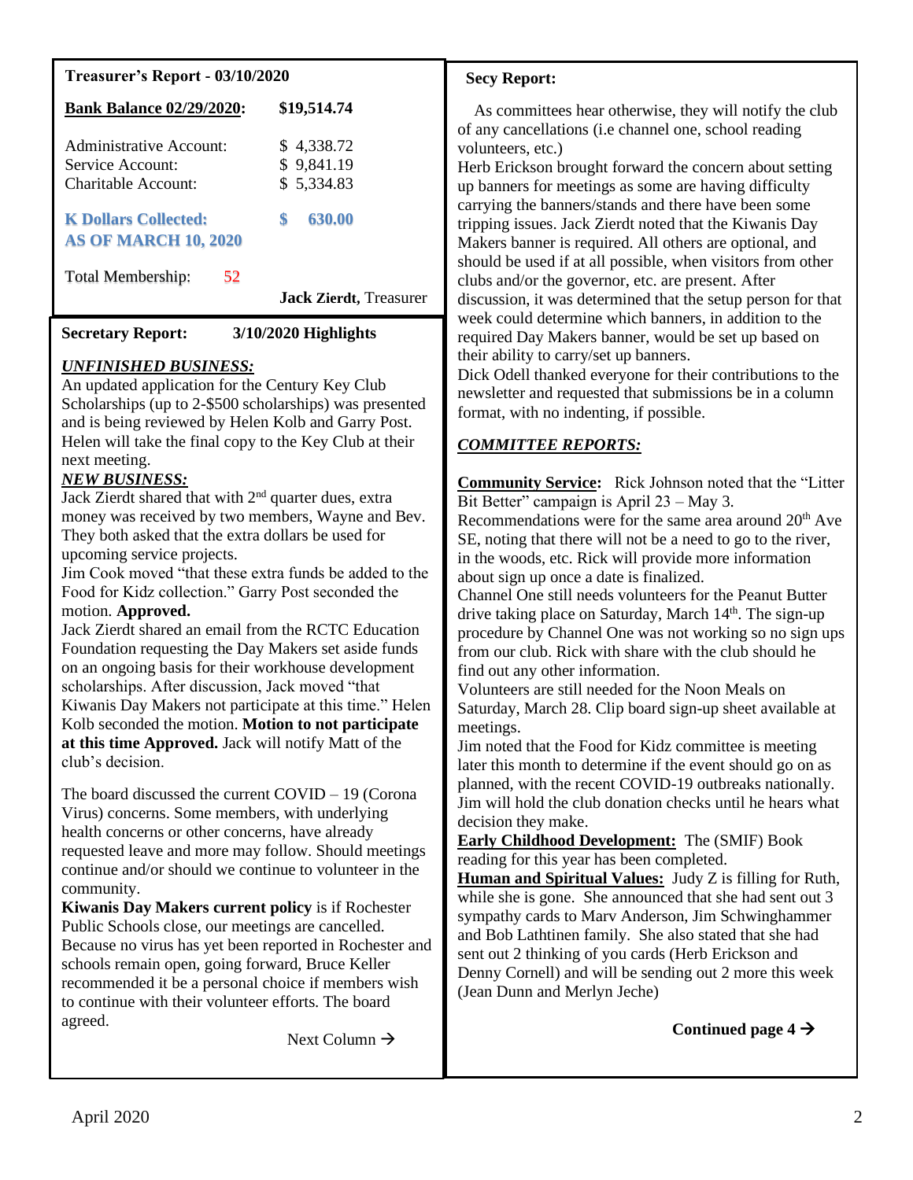## Treasurer's Report - 03/10/2020

| **Bank Balance 02/29/2020:** | **$19,514.74** |
| --- | --- |
| Administrative Account: | $ 4,338.72 |
| Service Account: | $ 9,841.19 |
| Charitable Account: | $ 5,334.83 |

**K Dollars Collected: AS OF MARCH 10, 2020** **$ 630.00**

Total Membership: 52

**Jack Zierdt,** Treasurer

## Secretary Report: 3/10/2020 Highlights

***UNFINISHED BUSINESS:***

An updated application for the Century Key Club Scholarships (up to 2-$500 scholarships) was presented and is being reviewed by Helen Kolb and Garry Post. Helen will take the final copy to the Key Club at their next meeting.

***NEW BUSINESS:***

Jack Zierdt shared that with 2nd quarter dues, extra money was received by two members, Wayne and Bev. They both asked that the extra dollars be used for upcoming service projects.

Jim Cook moved "that these extra funds be added to the Food for Kidz collection." Garry Post seconded the motion. **Approved.**

Jack Zierdt shared an email from the RCTC Education Foundation requesting the Day Makers set aside funds on an ongoing basis for their workhouse development scholarships. After discussion, Jack moved "that Kiwanis Day Makers not participate at this time." Helen Kolb seconded the motion. **Motion to not participate at this time Approved.** Jack will notify Matt of the club's decision.

The board discussed the current COVID – 19 (Corona Virus) concerns. Some members, with underlying health concerns or other concerns, have already requested leave and more may follow. Should meetings continue and/or should we continue to volunteer in the community.

**Kiwanis Day Makers current policy** is if Rochester Public Schools close, our meetings are cancelled. Because no virus has yet been reported in Rochester and schools remain open, going forward, Bruce Keller recommended it be a personal choice if members wish to continue with their volunteer efforts. The board agreed.

## Secy Report:

As committees hear otherwise, they will notify the club of any cancellations (i.e channel one, school reading volunteers, etc.)

Herb Erickson brought forward the concern about setting up banners for meetings as some are having difficulty carrying the banners/stands and there have been some tripping issues. Jack Zierdt noted that the Kiwanis Day Makers banner is required. All others are optional, and should be used if at all possible, when visitors from other clubs and/or the governor, etc. are present. After discussion, it was determined that the setup person for that week could determine which banners, in addition to the required Day Makers banner, would be set up based on their ability to carry/set up banners.

Dick Odell thanked everyone for their contributions to the newsletter and requested that submissions be in a column format, with no indenting, if possible.

***COMMITTEE REPORTS:***

**Community Service:** Rick Johnson noted that the "Litter Bit Better" campaign is April 23 – May 3.

Recommendations were for the same area around 20th Ave SE, noting that there will not be a need to go to the river, in the woods, etc. Rick will provide more information about sign up once a date is finalized.

Channel One still needs volunteers for the Peanut Butter drive taking place on Saturday, March 14th. The sign-up procedure by Channel One was not working so no sign ups from our club. Rick with share with the club should he find out any other information.

Volunteers are still needed for the Noon Meals on Saturday, March 28. Clip board sign-up sheet available at meetings.

Jim noted that the Food for Kidz committee is meeting later this month to determine if the event should go on as planned, with the recent COVID-19 outbreaks nationally. Jim will hold the club donation checks until he hears what decision they make.

**Early Childhood Development:** The (SMIF) Book reading for this year has been completed.

**Human and Spiritual Values:** Judy Z is filling for Ruth, while she is gone. She announced that she had sent out 3 sympathy cards to Marv Anderson, Jim Schwinghammer and Bob Lathtinen family. She also stated that she had sent out 2 thinking of you cards (Herb Erickson and Denny Cornell) and will be sending out 2 more this week (Jean Dunn and Merlyn Jeche)

**Continued page 4 →**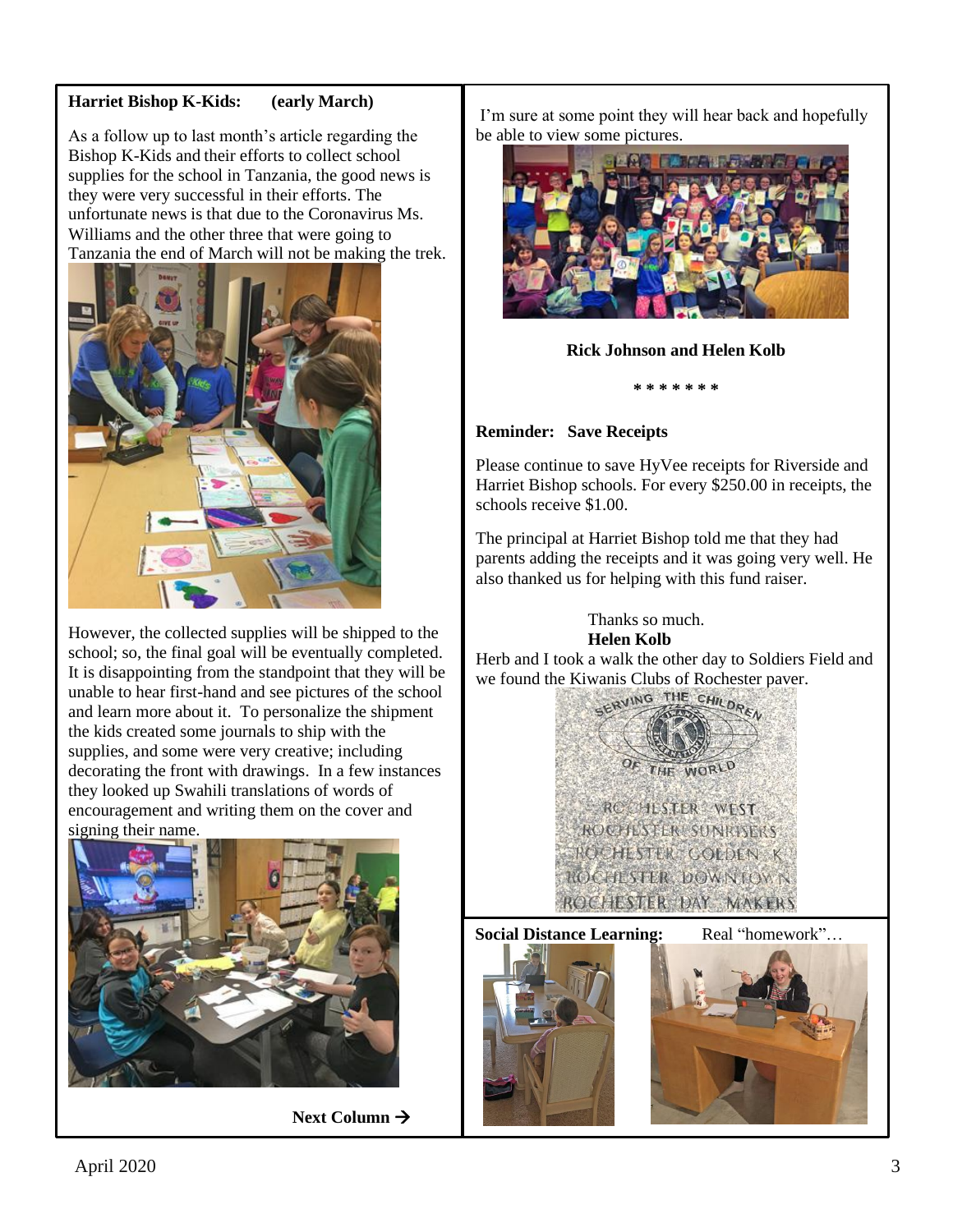**Harriet Bishop K-Kids: (early March)**

As a follow up to last month's article regarding the Bishop K-Kids and their efforts to collect school supplies for the school in Tanzania, the good news is they were very successful in their efforts. The unfortunate news is that due to the Coronavirus Ms. Williams and the other three that were going to Tanzania the end of March will not be making the trek.

However, the collected supplies will be shipped to the school; so, the final goal will be eventually completed. It is disappointing from the standpoint that they will be unable to hear first-hand and see pictures of the school and learn more about it. To personalize the shipment the kids created some journals to ship with the supplies, and some were very creative; including decorating the front with drawings. In a few instances they looked up Swahili translations of words of encouragement and writing them on the cover and signing their name.

**Next Column →**

I'm sure at some point they will hear back and hopefully be able to view some pictures.

**Rick Johnson and Helen Kolb**

\* \* \* \* \* \* \*

**Reminder: Save Receipts**

Please continue to save HyVee receipts for Riverside and Harriet Bishop schools. For every $250.00 in receipts, the schools receive $1.00.

The principal at Harriet Bishop told me that they had parents adding the receipts and it was going very well. He also thanked us for helping with this fund raiser.

Thanks so much.
**Helen Kolb**

Herb and I took a walk the other day to Soldiers Field and we found the Kiwanis Clubs of Rochester paver.

**Social Distance Learning:** Real "homework"…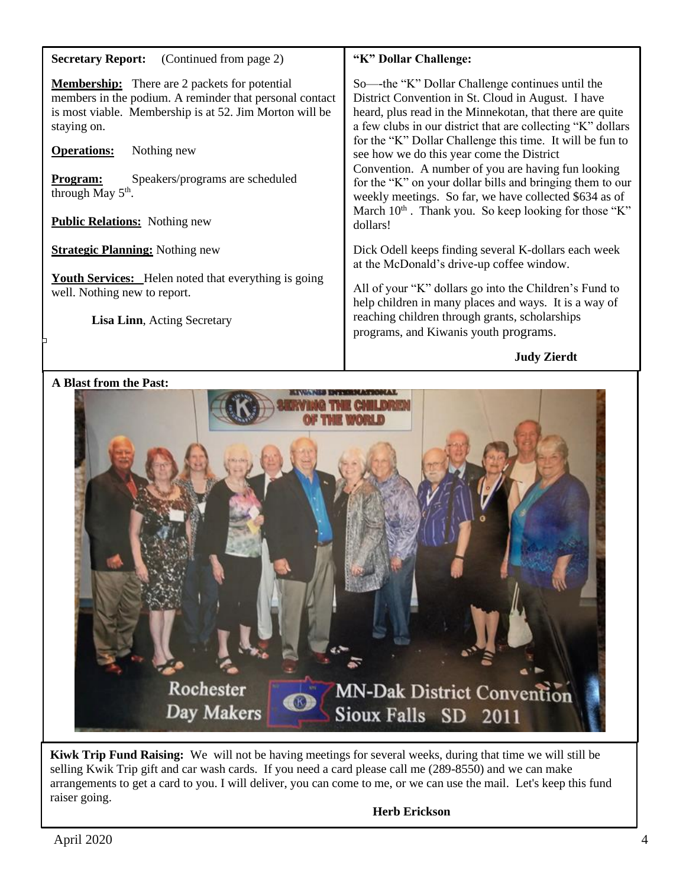**Secretary Report:** (Continued from page 2)

**Membership:** There are 2 packets for potential members in the podium. A reminder that personal contact is most viable. Membership is at 52. Jim Morton will be staying on.

**Operations:** Nothing new

**Program:** Speakers/programs are scheduled through May 5th.

**Public Relations:** Nothing new

**Strategic Planning:** Nothing new

**Youth Services:** Helen noted that everything is going well. Nothing new to report.

**Lisa Linn**, Acting Secretary

**"K" Dollar Challenge:**

So—-the "K" Dollar Challenge continues until the District Convention in St. Cloud in August. I have heard, plus read in the Minnekotan, that there are quite a few clubs in our district that are collecting "K" dollars for the "K" Dollar Challenge this time. It will be fun to see how we do this year come the District Convention. A number of you are having fun looking for the "K" on your dollar bills and bringing them to our weekly meetings. So far, we have collected $634 as of March 10th . Thank you. So keep looking for those "K" dollars!

Dick Odell keeps finding several K-dollars each week at the McDonald's drive-up coffee window.

All of your "K" dollars go into the Children's Fund to help children in many places and ways. It is a way of reaching children through grants, scholarships programs, and Kiwanis youth programs.

**Judy Zierdt**

**A Blast from the Past:**

KIWANIS INTERNATIONAL SERVING THE CHILDREN OF THE WORLD

Rochester Day Makers — MN-Dak District Convention Sioux Falls SD 2011

**Kiwk Trip Fund Raising:** We will not be having meetings for several weeks, during that time we will still be selling Kwik Trip gift and car wash cards. If you need a card please call me (289-8550) and we can make arrangements to get a card to you. I will deliver, you can come to me, or we can use the mail. Let's keep this fund raiser going.

**Herb Erickson**